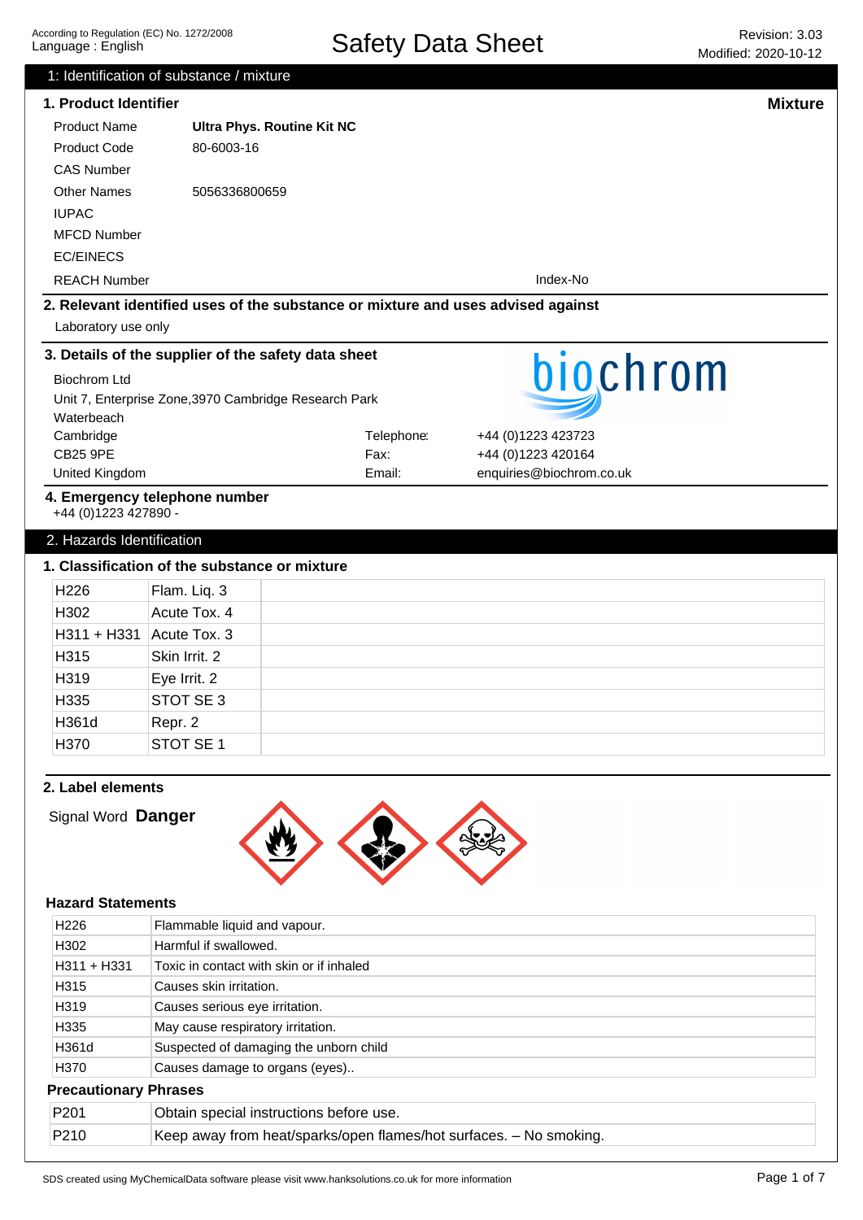According to Regulation (EC) No. 1272/2008
Language : English

# Safety Data Sheet

Revision: 3.03
Modified: 2020-10-12

## 1: Identification of substance / mixture

### 1. Product Identifier

**Mixture**

| | |
|---|---|
| Product Name | **Ultra Phys. Routine Kit NC** |
| Product Code | 80-6003-16 |
| CAS Number | |
| Other Names | 5056336800659 |
| IUPAC | |
| MFCD Number | |
| EC/EINECS | |
| REACH Number | Index-No |

### 2. Relevant identified uses of the substance or mixture and uses advised against

Laboratory use only

### 3. Details of the supplier of the safety data sheet

Biochrom Ltd
Unit 7, Enterprise Zone,3970 Cambridge Research Park
Waterbeach
Cambridge
CB25 9PE
United Kingdom

biochrom

| | |
|---|---|
| Telephone: | +44 (0)1223 423723 |
| Fax: | +44 (0)1223 420164 |
| Email: | enquiries@biochrom.co.uk |

### 4. Emergency telephone number

+44 (0)1223 427890 -

## 2. Hazards Identification

### 1. Classification of the substance or mixture

| | | |
|---|---|---|
| H226 | Flam. Liq. 3 | |
| H302 | Acute Tox. 4 | |
| H311 + H331 | Acute Tox. 3 | |
| H315 | Skin Irrit. 2 | |
| H319 | Eye Irrit. 2 | |
| H335 | STOT SE 3 | |
| H361d | Repr. 2 | |
| H370 | STOT SE 1 | |

### 2. Label elements

Signal Word **Danger**

#### Hazard Statements

| | |
|---|---|
| H226 | Flammable liquid and vapour. |
| H302 | Harmful if swallowed. |
| H311 + H331 | Toxic in contact with skin or if inhaled |
| H315 | Causes skin irritation. |
| H319 | Causes serious eye irritation. |
| H335 | May cause respiratory irritation. |
| H361d | Suspected of damaging the unborn child |
| H370 | Causes damage to organs (eyes).. |

#### Precautionary Phrases

| | |
|---|---|
| P201 | Obtain special instructions before use. |
| P210 | Keep away from heat/sparks/open flames/hot surfaces. – No smoking. |

SDS created using MyChemicalData software please visit www.hanksolutions.co.uk for more information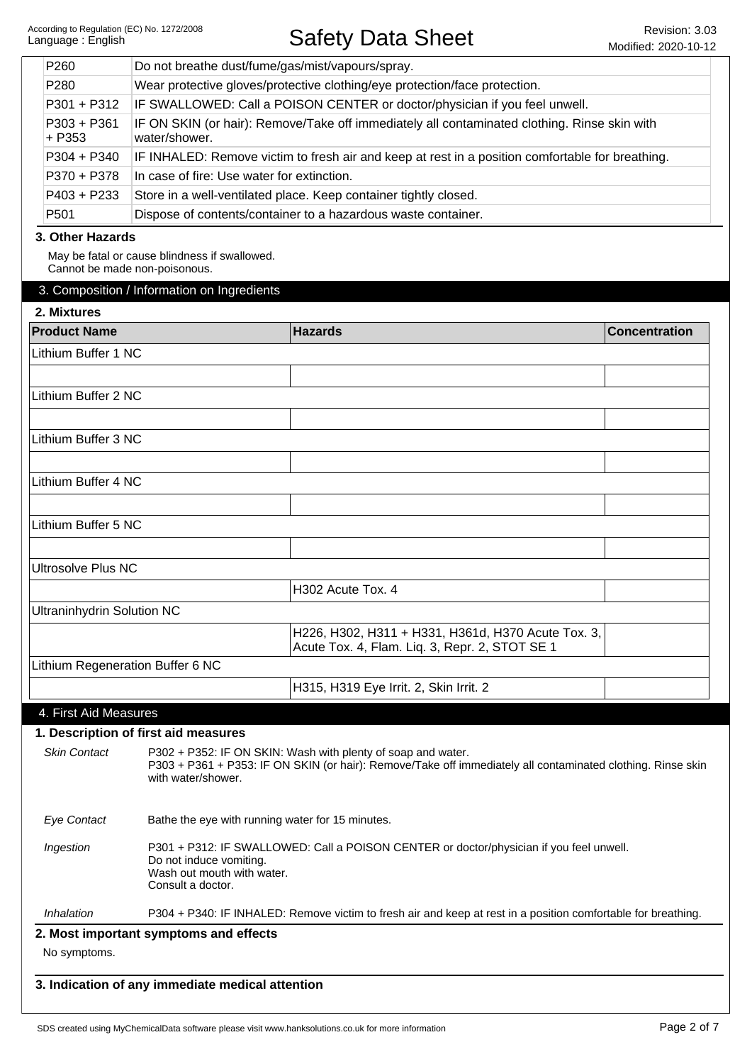| | |
|---|---|
| P260 | Do not breathe dust/fume/gas/mist/vapours/spray. |
| P280 | Wear protective gloves/protective clothing/eye protection/face protection. |
| P301 + P312 | IF SWALLOWED: Call a POISON CENTER or doctor/physician if you feel unwell. |
| P303 + P361 + P353 | IF ON SKIN (or hair): Remove/Take off immediately all contaminated clothing. Rinse skin with water/shower. |
| P304 + P340 | IF INHALED: Remove victim to fresh air and keep at rest in a position comfortable for breathing. |
| P370 + P378 | In case of fire: Use water for extinction. |
| P403 + P233 | Store in a well-ventilated place. Keep container tightly closed. |
| P501 | Dispose of contents/container to a hazardous waste container. |

### 3. Other Hazards

May be fatal or cause blindness if swallowed.
Cannot be made non-poisonous.

## 3. Composition / Information on Ingredients

### 2. Mixtures

| Product Name | Hazards | Concentration |
|---|---|---|
| Lithium Buffer 1 NC | | |
| | | |
| Lithium Buffer 2 NC | | |
| | | |
| Lithium Buffer 3 NC | | |
| | | |
| Lithium Buffer 4 NC | | |
| | | |
| Lithium Buffer 5 NC | | |
| | | |
| Ultrosolve Plus NC | | |
| | H302 Acute Tox. 4 | |
| Ultraninhydrin Solution NC | | |
| | H226, H302, H311 + H331, H361d, H370 Acute Tox. 3, Acute Tox. 4, Flam. Liq. 3, Repr. 2, STOT SE 1 | |
| Lithium Regeneration Buffer 6 NC | | |
| | H315, H319 Eye Irrit. 2, Skin Irrit. 2 | |

## 4. First Aid Measures

### 1. Description of first aid measures

*Skin Contact*

P302 + P352: IF ON SKIN: Wash with plenty of soap and water.
P303 + P361 + P353: IF ON SKIN (or hair): Remove/Take off immediately all contaminated clothing. Rinse skin with water/shower.

*Eye Contact*

Bathe the eye with running water for 15 minutes.

*Ingestion*

P301 + P312: IF SWALLOWED: Call a POISON CENTER or doctor/physician if you feel unwell.
Do not induce vomiting.
Wash out mouth with water.
Consult a doctor.

*Inhalation*

P304 + P340: IF INHALED: Remove victim to fresh air and keep at rest in a position comfortable for breathing.

### 2. Most important symptoms and effects

No symptoms.

### 3. Indication of any immediate medical attention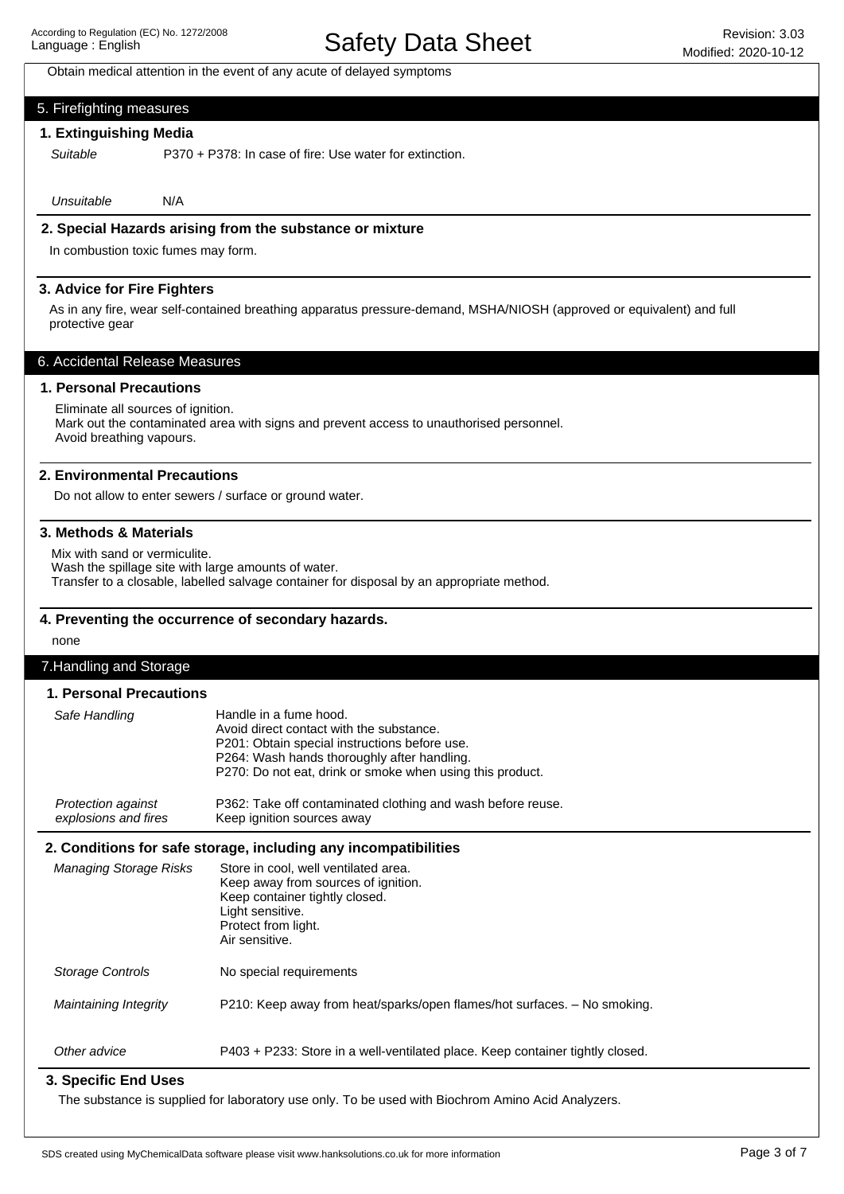Obtain medical attention in the event of any acute of delayed symptoms

## 5. Firefighting measures

### 1. Extinguishing Media

| | |
|---|---|
| *Suitable* | P370 + P378: In case of fire: Use water for extinction. |
| *Unsuitable* | N/A |

### 2. Special Hazards arising from the substance or mixture

In combustion toxic fumes may form.

### 3. Advice for Fire Fighters

As in any fire, wear self-contained breathing apparatus pressure-demand, MSHA/NIOSH (approved or equivalent) and full protective gear

## 6. Accidental Release Measures

### 1. Personal Precautions

Eliminate all sources of ignition.
Mark out the contaminated area with signs and prevent access to unauthorised personnel.
Avoid breathing vapours.

### 2. Environmental Precautions

Do not allow to enter sewers / surface or ground water.

### 3. Methods & Materials

Mix with sand or vermiculite.
Wash the spillage site with large amounts of water.
Transfer to a closable, labelled salvage container for disposal by an appropriate method.

### 4. Preventing the occurrence of secondary hazards.

none

## 7.Handling and Storage

### 1. Personal Precautions

| | |
|---|---|
| *Safe Handling* | Handle in a fume hood.<br>Avoid direct contact with the substance.<br>P201: Obtain special instructions before use.<br>P264: Wash hands thoroughly after handling.<br>P270: Do not eat, drink or smoke when using this product. |
| *Protection against explosions and fires* | P362: Take off contaminated clothing and wash before reuse.<br>Keep ignition sources away |

### 2. Conditions for safe storage, including any incompatibilities

| | |
|---|---|
| *Managing Storage Risks* | Store in cool, well ventilated area.<br>Keep away from sources of ignition.<br>Keep container tightly closed.<br>Light sensitive.<br>Protect from light.<br>Air sensitive. |
| *Storage Controls* | No special requirements |
| *Maintaining Integrity* | P210: Keep away from heat/sparks/open flames/hot surfaces. – No smoking. |
| *Other advice* | P403 + P233: Store in a well-ventilated place. Keep container tightly closed. |

### 3. Specific End Uses

The substance is supplied for laboratory use only. To be used with Biochrom Amino Acid Analyzers.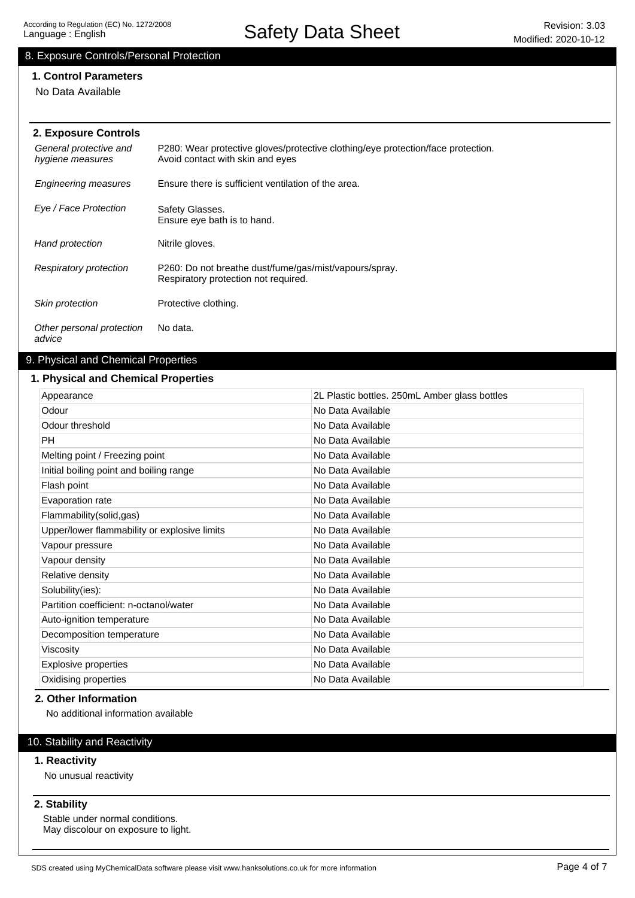## 8. Exposure Controls/Personal Protection

### 1. Control Parameters

No Data Available

### 2. Exposure Controls

| | |
|---|---|
| *General protective and hygiene measures* | P280: Wear protective gloves/protective clothing/eye protection/face protection. Avoid contact with skin and eyes |
| *Engineering measures* | Ensure there is sufficient ventilation of the area. |
| *Eye / Face Protection* | Safety Glasses. Ensure eye bath is to hand. |
| *Hand protection* | Nitrile gloves. |
| *Respiratory protection* | P260: Do not breathe dust/fume/gas/mist/vapours/spray. Respiratory protection not required. |
| *Skin protection* | Protective clothing. |
| *Other personal protection advice* | No data. |

## 9. Physical and Chemical Properties

### 1. Physical and Chemical Properties

| Property | Value |
|---|---|
| Appearance | 2L Plastic bottles. 250mL Amber glass bottles |
| Odour | No Data Available |
| Odour threshold | No Data Available |
| PH | No Data Available |
| Melting point / Freezing point | No Data Available |
| Initial boiling point and boiling range | No Data Available |
| Flash point | No Data Available |
| Evaporation rate | No Data Available |
| Flammability(solid,gas) | No Data Available |
| Upper/lower flammability or explosive limits | No Data Available |
| Vapour pressure | No Data Available |
| Vapour density | No Data Available |
| Relative density | No Data Available |
| Solubility(ies): | No Data Available |
| Partition coefficient: n-octanol/water | No Data Available |
| Auto-ignition temperature | No Data Available |
| Decomposition temperature | No Data Available |
| Viscosity | No Data Available |
| Explosive properties | No Data Available |
| Oxidising properties | No Data Available |

### 2. Other Information

No additional information available

## 10. Stability and Reactivity

### 1. Reactivity

No unusual reactivity

### 2. Stability

Stable under normal conditions.
May discolour on exposure to light.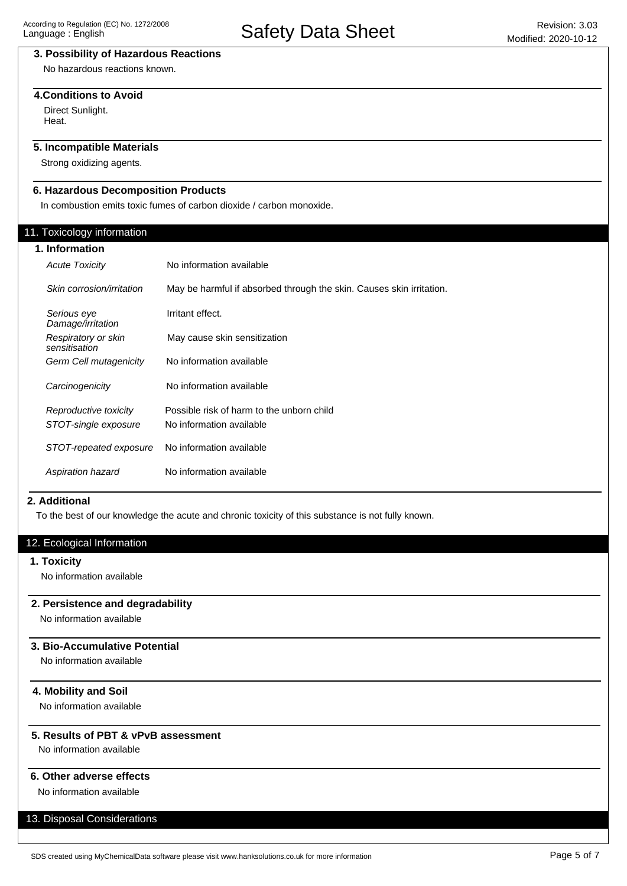### 3. Possibility of Hazardous Reactions

No hazardous reactions known.

### 4.Conditions to Avoid

Direct Sunlight.
Heat.

### 5. Incompatible Materials

Strong oxidizing agents.

### 6. Hazardous Decomposition Products

In combustion emits toxic fumes of carbon dioxide / carbon monoxide.

## 11. Toxicology information

### 1. Information

| | |
|---|---|
| *Acute Toxicity* | No information available |
| *Skin corrosion/irritation* | May be harmful if absorbed through the skin. Causes skin irritation. |
| *Serious eye Damage/irritation* | Irritant effect. |
| *Respiratory or skin sensitisation* | May cause skin sensitization |
| *Germ Cell mutagenicity* | No information available |
| *Carcinogenicity* | No information available |
| *Reproductive toxicity* | Possible risk of harm to the unborn child |
| *STOT-single exposure* | No information available |
| *STOT-repeated exposure* | No information available |
| *Aspiration hazard* | No information available |

### 2. Additional

To the best of our knowledge the acute and chronic toxicity of this substance is not fully known.

## 12. Ecological Information

### 1. Toxicity

No information available

### 2. Persistence and degradability

No information available

### 3. Bio-Accumulative Potential

No information available

### 4. Mobility and Soil

No information available

### 5. Results of PBT & vPvB assessment

No information available

### 6. Other adverse effects

No information available

## 13. Disposal Considerations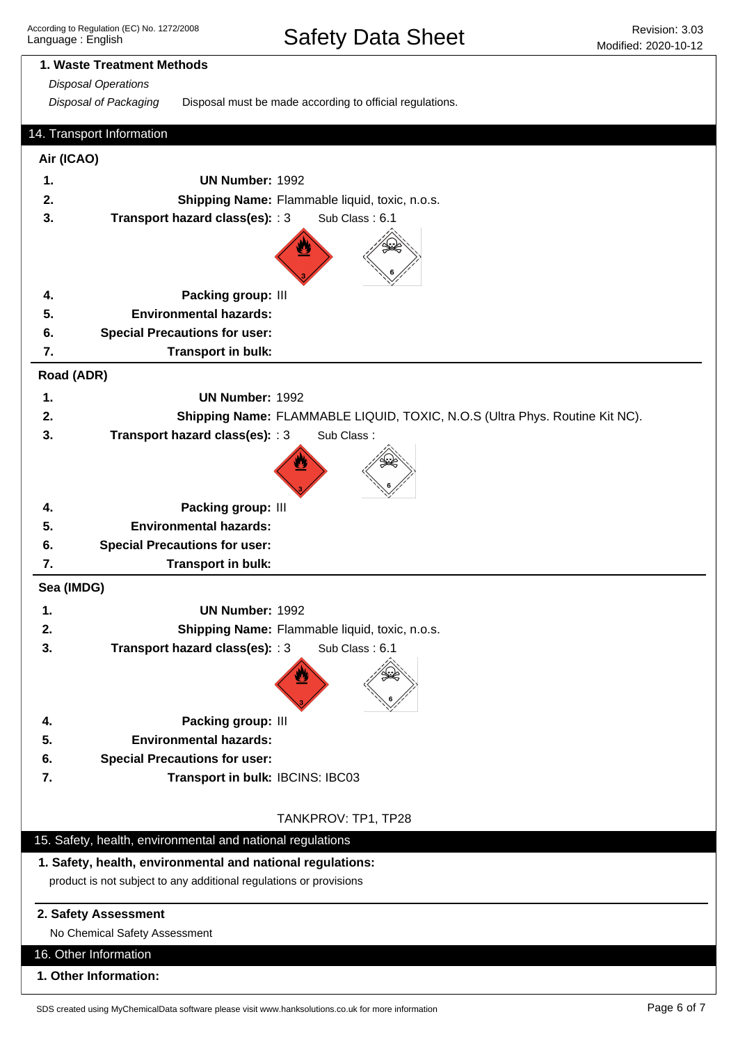### 1. Waste Treatment Methods

*Disposal Operations*

*Disposal of Packaging* Disposal must be made according to official regulations.

## 14. Transport Information

**Air (ICAO)**

1. **UN Number:** 1992
2. **Shipping Name:** Flammable liquid, toxic, n.o.s.
3. **Transport hazard class(es):** : 3 Sub Class : 6.1
4. **Packing group:** III
5. **Environmental hazards:**
6. **Special Precautions for user:**
7. **Transport in bulk:**

**Road (ADR)**

1. **UN Number:** 1992
2. **Shipping Name:** FLAMMABLE LIQUID, TOXIC, N.O.S (Ultra Phys. Routine Kit NC).
3. **Transport hazard class(es):** : 3 Sub Class :
4. **Packing group:** III
5. **Environmental hazards:**
6. **Special Precautions for user:**
7. **Transport in bulk:**

**Sea (IMDG)**

1. **UN Number:** 1992
2. **Shipping Name:** Flammable liquid, toxic, n.o.s.
3. **Transport hazard class(es):** : 3 Sub Class : 6.1
4. **Packing group:** III
5. **Environmental hazards:**
6. **Special Precautions for user:**
7. **Transport in bulk:** IBCINS: IBC03

TANKPROV: TP1, TP28

## 15. Safety, health, environmental and national regulations

**1. Safety, health, environmental and national regulations:**

product is not subject to any additional regulations or provisions

**2. Safety Assessment**

No Chemical Safety Assessment

## 16. Other Information

**1. Other Information:**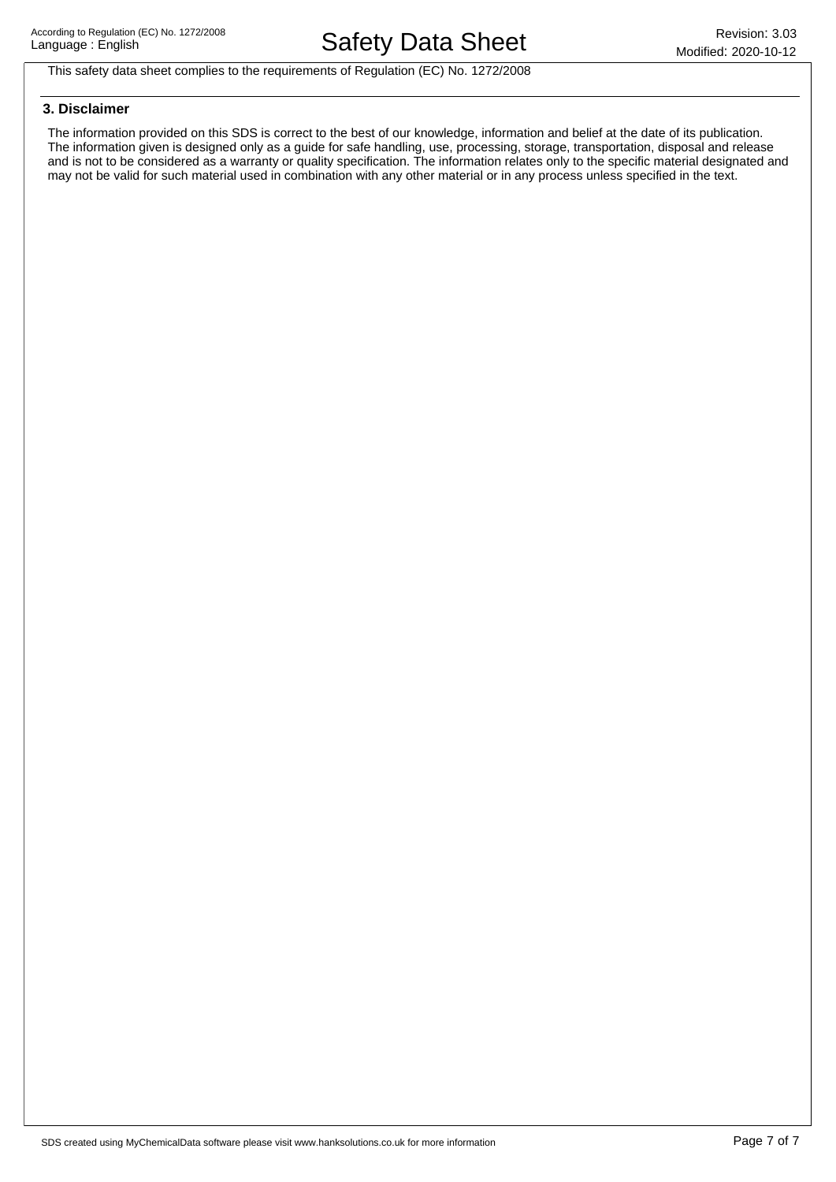This safety data sheet complies to the requirements of Regulation (EC) No. 1272/2008

## 3. Disclaimer

The information provided on this SDS is correct to the best of our knowledge, information and belief at the date of its publication. The information given is designed only as a guide for safe handling, use, processing, storage, transportation, disposal and release and is not to be considered as a warranty or quality specification. The information relates only to the specific material designated and may not be valid for such material used in combination with any other material or in any process unless specified in the text.